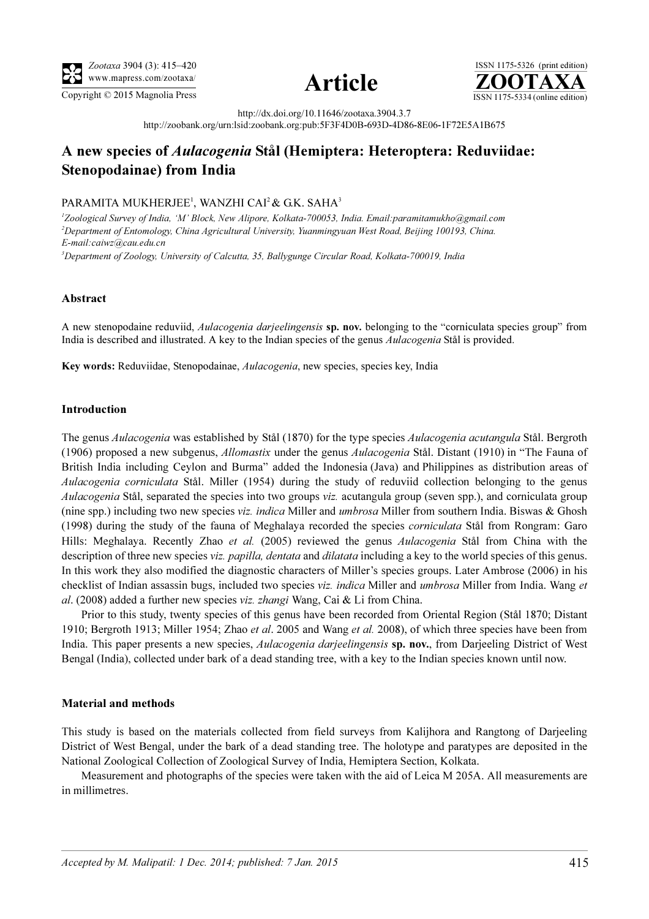http://dx.doi.org/10.11646/zootaxa.3904.3.7

http://zoobank.org/urn:lsid:zoobank.org:pub:5F3F4D0B-693D-4D86-8E06-1F72E5A1B675

# A new species of *Aulacogenia* Stål (Hemiptera: Heteroptera: Reduviidae: Stenopodainae) from India

PARAMITA MUKHERJEE[1], WANZHI CAI[2] & G.K. SAHA[3]

[1]*Zoological Survey of India, 'M' Block, New Alipore, Kolkata-700053, India. Email:paramitamukho@gmail.com*

[2]*Department of Entomology, China Agricultural University, Yuanmingyuan West Road, Beijing 100193, China. E-mail:caiwz@cau.edu.cn*

[3]*Department of Zoology, University of Calcutta, 35, Ballygunge Circular Road, Kolkata-700019, India*

## Abstract

A new stenopodaine reduviid, *Aulacogenia darjeelingensis* **sp. nov.** belonging to the "corniculata species group" from India is described and illustrated. A key to the Indian species of the genus *Aulacogenia* Stål is provided.

**Key words:** Reduviidae, Stenopodainae, *Aulacogenia*, new species, species key, India

## Introduction

The genus *Aulacogenia* was established by Stål (1870) for the type species *Aulacogenia acutangula* Stål. Bergroth (1906) proposed a new subgenus, *Allomastix* under the genus *Aulacogenia* Stål. Distant (1910) in "The Fauna of British India including Ceylon and Burma" added the Indonesia (Java) and Philippines as distribution areas of *Aulacogenia corniculata* Stål. Miller (1954) during the study of reduviid collection belonging to the genus *Aulacogenia* Stål, separated the species into two groups *viz.* acutangula group (seven spp.), and corniculata group (nine spp.) including two new species *viz. indica* Miller and *umbrosa* Miller from southern India. Biswas & Ghosh (1998) during the study of the fauna of Meghalaya recorded the species *corniculata* Stål from Rongram: Garo Hills: Meghalaya. Recently Zhao *et al.* (2005) reviewed the genus *Aulacogenia* Stål from China with the description of three new species *viz. papilla, dentata* and *dilatata* including a key to the world species of this genus. In this work they also modified the diagnostic characters of Miller's species groups. Later Ambrose (2006) in his checklist of Indian assassin bugs, included two species *viz. indica* Miller and *umbrosa* Miller from India. Wang *et al*. (2008) added a further new species *viz. zhangi* Wang, Cai & Li from China.

Prior to this study, twenty species of this genus have been recorded from Oriental Region (Stål 1870; Distant 1910; Bergroth 1913; Miller 1954; Zhao *et al*. 2005 and Wang *et al.* 2008), of which three species have been from India. This paper presents a new species, *Aulacogenia darjeelingensis* **sp. nov.**, from Darjeeling District of West Bengal (India), collected under bark of a dead standing tree, with a key to the Indian species known until now.

## Material and methods

This study is based on the materials collected from field surveys from Kalijhora and Rangtong of Darjeeling District of West Bengal, under the bark of a dead standing tree. The holotype and paratypes are deposited in the National Zoological Collection of Zoological Survey of India, Hemiptera Section, Kolkata.

Measurement and photographs of the species were taken with the aid of Leica M 205A. All measurements are in millimetres.

*Accepted by M. Malipatil: 1 Dec. 2014; published: 7 Jan. 2015*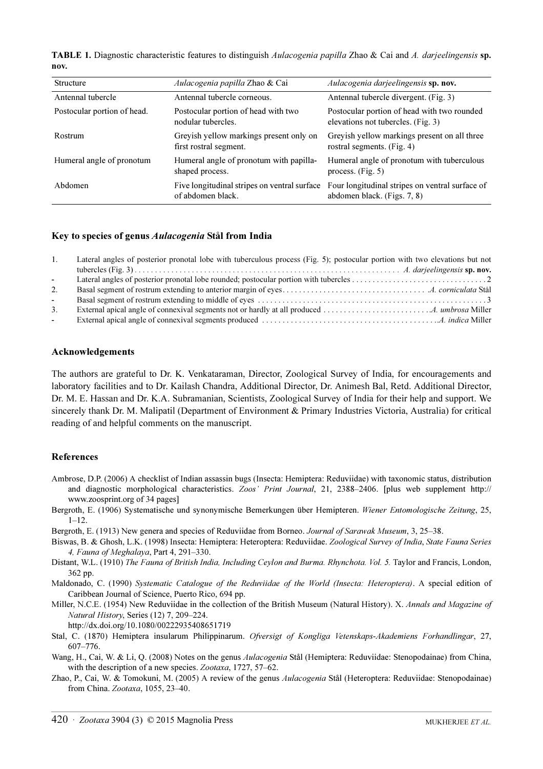**TABLE 1.** Diagnostic characteristic features to distinguish *Aulacogenia papilla* Zhao & Cai and *A. darjeelingensis* **sp. nov.**

| Structure | *Aulacogenia papilla* Zhao & Cai | *Aulacogenia darjeelingensis* **sp. nov.** |
|---|---|---|
| Antennal tubercle | Antennal tubercle corneous. | Antennal tubercle divergent. (Fig. 3) |
| Postocular portion of head. | Postocular portion of head with two nodular tubercles. | Postocular portion of head with two rounded elevations not tubercles. (Fig. 3) |
| Rostrum | Greyish yellow markings present only on first rostral segment. | Greyish yellow markings present on all three rostral segments. (Fig. 4) |
| Humeral angle of pronotum | Humeral angle of pronotum with papilla-shaped process. | Humeral angle of pronotum with tuberculous process. (Fig. 5) |
| Abdomen | Five longitudinal stripes on ventral surface of abdomen black. | Four longitudinal stripes on ventral surface of abdomen black. (Figs. 7, 8) |

### Key to species of genus *Aulacogenia* Stål from India

1. Lateral angles of posterior pronotal lobe with tuberculous process (Fig. 5); postocular portion with two elevations but not tubercles (Fig. 3) . . . . . . . . . . *A. darjeelingensis* **sp. nov.**
- Lateral angles of posterior pronotal lobe rounded; postocular portion with tubercles . . . . . . . . . . 2
2. Basal segment of rostrum extending to anterior margin of eyes . . . . . . . . . . *A. corniculata* Stål
- Basal segment of rostrum extending to middle of eyes . . . . . . . . . . 3
3. External apical angle of connexival segments not or hardly at all produced . . . . . . . . . . *A. umbrosa* Miller
- External apical angle of connexival segments produced . . . . . . . . . . *A. indica* Miller

### Acknowledgements

The authors are grateful to Dr. K. Venkataraman, Director, Zoological Survey of India, for encouragements and laboratory facilities and to Dr. Kailash Chandra, Additional Director, Dr. Animesh Bal, Retd. Additional Director, Dr. M. E. Hassan and Dr. K.A. Subramanian, Scientists, Zoological Survey of India for their help and support. We sincerely thank Dr. M. Malipatil (Department of Environment & Primary Industries Victoria, Australia) for critical reading of and helpful comments on the manuscript.

### References

Ambrose, D.P. (2006) A checklist of Indian assassin bugs (Insecta: Hemiptera: Reduviidae) with taxonomic status, distribution and diagnostic morphological characteristics. *Zoos' Print Journal*, 21, 2388–2406. [plus web supplement http://www.zoosprint.org of 34 pages]

Bergroth, E. (1906) Systematische und synonymische Bemerkungen über Hemipteren. *Wiener Entomologische Zeitung*, 25, 1–12.

Bergroth, E. (1913) New genera and species of Reduviidae from Borneo. *Journal of Sarawak Museum*, 3, 25–38.

Biswas, B. & Ghosh, L.K. (1998) Insecta: Hemiptera: Heteroptera: Reduviidae. *Zoological Survey of India*, *State Fauna Series 4, Fauna of Meghalaya*, Part 4, 291–330.

Distant, W.L. (1910) *The Fauna of British India, Including Ceylon and Burma. Rhynchota. Vol. 5.* Taylor and Francis, London, 362 pp.

Maldonado, C. (1990) *Systematic Catalogue of the Reduviidae of the World (Insecta: Heteroptera)*. A special edition of Caribbean Journal of Science, Puerto Rico, 694 pp.

Miller, N.C.E. (1954) New Reduviidae in the collection of the British Museum (Natural History). X. *Annals and Magazine of Natural History*, Series (12) 7, 209–224.
http://dx.doi.org/10.1080/00222935408651719

Stal, C. (1870) Hemiptera insularum Philippinarum. *Ofversigt of Kongliga Vetenskaps-Akademiens Forhandlingar*, 27, 607–776.

Wang, H., Cai, W. & Li, Q. (2008) Notes on the genus *Aulacogenia* Stål (Hemiptera: Reduviidae: Stenopodainae) from China, with the description of a new species. *Zootaxa*, 1727, 57–62.

Zhao, P., Cai, W. & Tomokuni, M. (2005) A review of the genus *Aulacogenia* Stål (Heteroptera: Reduviidae: Stenopodainae) from China. *Zootaxa*, 1055, 23–40.